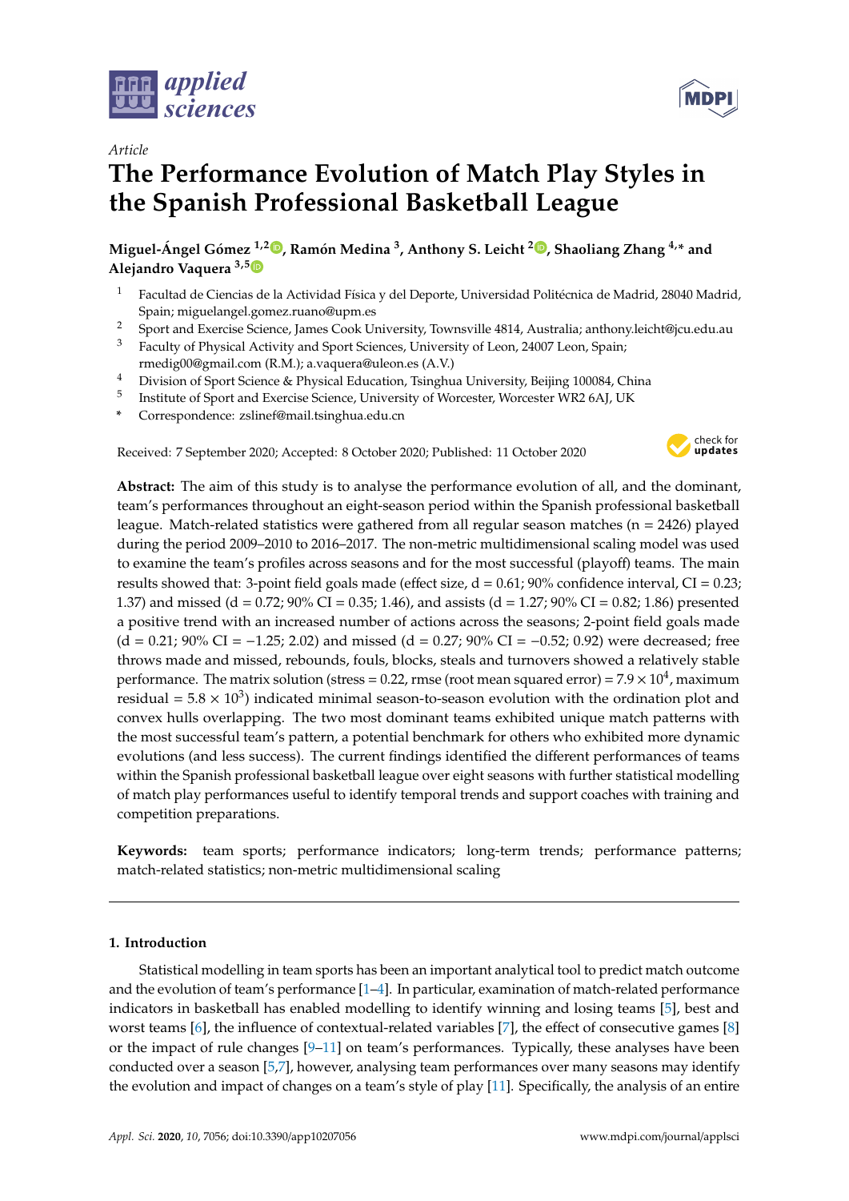*Article*

# The Performance Evolution of Match Play Styles in the Spanish Professional Basketball League

**Miguel-Ángel Gómez [1,2], Ramón Medina [3], Anthony S. Leicht [2], Shaoliang Zhang [4,*] and Alejandro Vaquera [3,5]**

1. Facultad de Ciencias de la Actividad Física y del Deporte, Universidad Politécnica de Madrid, 28040 Madrid, Spain; miguelangel.gomez.ruano@upm.es
2. Sport and Exercise Science, James Cook University, Townsville 4814, Australia; anthony.leicht@jcu.edu.au
3. Faculty of Physical Activity and Sport Sciences, University of Leon, 24007 Leon, Spain; rmedig00@gmail.com (R.M.); a.vaquera@uleon.es (A.V.)
4. Division of Sport Science & Physical Education, Tsinghua University, Beijing 100084, China
5. Institute of Sport and Exercise Science, University of Worcester, Worcester WR2 6AJ, UK

\* Correspondence: zslinef@mail.tsinghua.edu.cn

Received: 7 September 2020; Accepted: 8 October 2020; Published: 11 October 2020

**Abstract:** The aim of this study is to analyse the performance evolution of all, and the dominant, team's performances throughout an eight-season period within the Spanish professional basketball league. Match-related statistics were gathered from all regular season matches (n = 2426) played during the period 2009–2010 to 2016–2017. The non-metric multidimensional scaling model was used to examine the team's profiles across seasons and for the most successful (playoff) teams. The main results showed that: 3-point field goals made (effect size, d = 0.61; 90% confidence interval, CI = 0.23; 1.37) and missed (d = 0.72; 90% CI = 0.35; 1.46), and assists (d = 1.27; 90% CI = 0.82; 1.86) presented a positive trend with an increased number of actions across the seasons; 2-point field goals made (d = 0.21; 90% CI = −1.25; 2.02) and missed (d = 0.27; 90% CI = −0.52; 0.92) were decreased; free throws made and missed, rebounds, fouls, blocks, steals and turnovers showed a relatively stable performance. The matrix solution (stress = 0.22, rmse (root mean squared error) = $7.9 \times 10^4$, maximum residual = $5.8 \times 10^3$) indicated minimal season-to-season evolution with the ordination plot and convex hulls overlapping. The two most dominant teams exhibited unique match patterns with the most successful team's pattern, a potential benchmark for others who exhibited more dynamic evolutions (and less success). The current findings identified the different performances of teams within the Spanish professional basketball league over eight seasons with further statistical modelling of match play performances useful to identify temporal trends and support coaches with training and competition preparations.

**Keywords:** team sports; performance indicators; long-term trends; performance patterns; match-related statistics; non-metric multidimensional scaling

## 1. Introduction

Statistical modelling in team sports has been an important analytical tool to predict match outcome and the evolution of team's performance [1–4]. In particular, examination of match-related performance indicators in basketball has enabled modelling to identify winning and losing teams [5], best and worst teams [6], the influence of contextual-related variables [7], the effect of consecutive games [8] or the impact of rule changes [9–11] on team's performances. Typically, these analyses have been conducted over a season [5,7], however, analysing team performances over many seasons may identify the evolution and impact of changes on a team's style of play [11]. Specifically, the analysis of an entire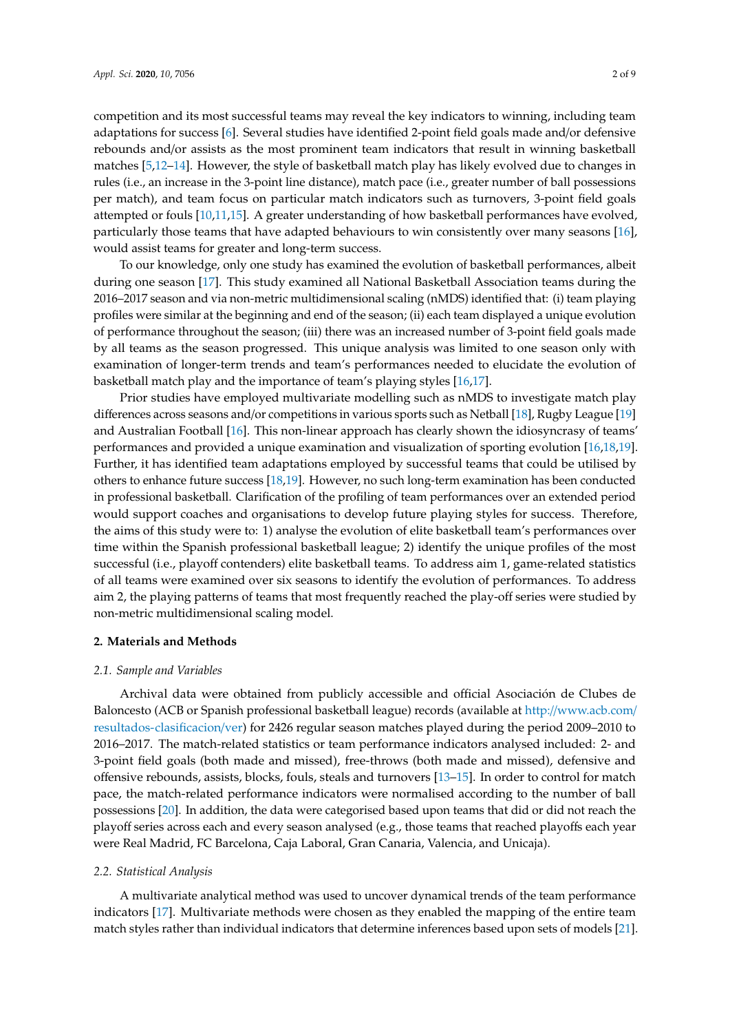competition and its most successful teams may reveal the key indicators to winning, including team adaptations for success [6]. Several studies have identified 2-point field goals made and/or defensive rebounds and/or assists as the most prominent team indicators that result in winning basketball matches [5,12–14]. However, the style of basketball match play has likely evolved due to changes in rules (i.e., an increase in the 3-point line distance), match pace (i.e., greater number of ball possessions per match), and team focus on particular match indicators such as turnovers, 3-point field goals attempted or fouls [10,11,15]. A greater understanding of how basketball performances have evolved, particularly those teams that have adapted behaviours to win consistently over many seasons [16], would assist teams for greater and long-term success.

To our knowledge, only one study has examined the evolution of basketball performances, albeit during one season [17]. This study examined all National Basketball Association teams during the 2016–2017 season and via non-metric multidimensional scaling (nMDS) identified that: (i) team playing profiles were similar at the beginning and end of the season; (ii) each team displayed a unique evolution of performance throughout the season; (iii) there was an increased number of 3-point field goals made by all teams as the season progressed. This unique analysis was limited to one season only with examination of longer-term trends and team's performances needed to elucidate the evolution of basketball match play and the importance of team's playing styles [16,17].

Prior studies have employed multivariate modelling such as nMDS to investigate match play differences across seasons and/or competitions in various sports such as Netball [18], Rugby League [19] and Australian Football [16]. This non-linear approach has clearly shown the idiosyncrasy of teams' performances and provided a unique examination and visualization of sporting evolution [16,18,19]. Further, it has identified team adaptations employed by successful teams that could be utilised by others to enhance future success [18,19]. However, no such long-term examination has been conducted in professional basketball. Clarification of the profiling of team performances over an extended period would support coaches and organisations to develop future playing styles for success. Therefore, the aims of this study were to: 1) analyse the evolution of elite basketball team's performances over time within the Spanish professional basketball league; 2) identify the unique profiles of the most successful (i.e., playoff contenders) elite basketball teams. To address aim 1, game-related statistics of all teams were examined over six seasons to identify the evolution of performances. To address aim 2, the playing patterns of teams that most frequently reached the play-off series were studied by non-metric multidimensional scaling model.

## 2. Materials and Methods

### 2.1. Sample and Variables

Archival data were obtained from publicly accessible and official Asociación de Clubes de Baloncesto (ACB or Spanish professional basketball league) records (available at http://www.acb.com/resultados-clasificacion/ver) for 2426 regular season matches played during the period 2009–2010 to 2016–2017. The match-related statistics or team performance indicators analysed included: 2- and 3-point field goals (both made and missed), free-throws (both made and missed), defensive and offensive rebounds, assists, blocks, fouls, steals and turnovers [13–15]. In order to control for match pace, the match-related performance indicators were normalised according to the number of ball possessions [20]. In addition, the data were categorised based upon teams that did or did not reach the playoff series across each and every season analysed (e.g., those teams that reached playoffs each year were Real Madrid, FC Barcelona, Caja Laboral, Gran Canaria, Valencia, and Unicaja).

### 2.2. Statistical Analysis

A multivariate analytical method was used to uncover dynamical trends of the team performance indicators [17]. Multivariate methods were chosen as they enabled the mapping of the entire team match styles rather than individual indicators that determine inferences based upon sets of models [21].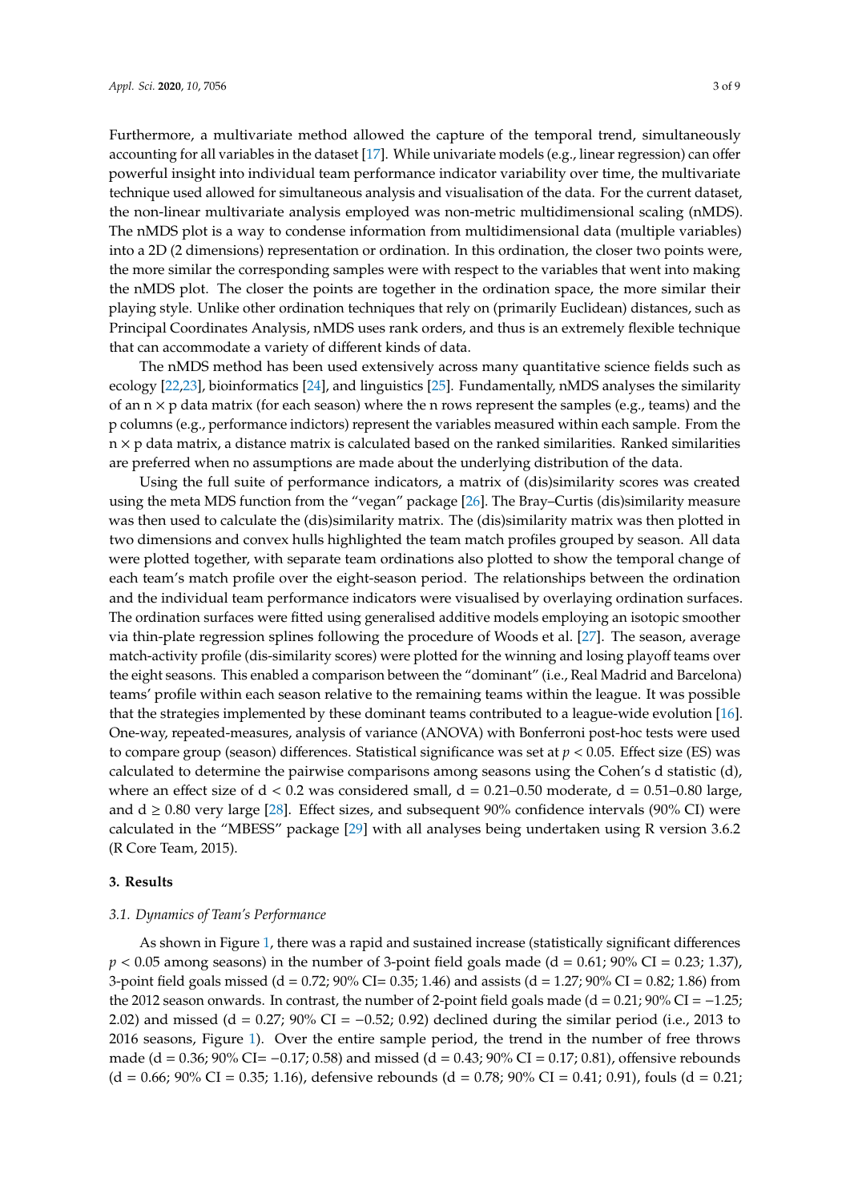Furthermore, a multivariate method allowed the capture of the temporal trend, simultaneously accounting for all variables in the dataset [17]. While univariate models (e.g., linear regression) can offer powerful insight into individual team performance indicator variability over time, the multivariate technique used allowed for simultaneous analysis and visualisation of the data. For the current dataset, the non-linear multivariate analysis employed was non-metric multidimensional scaling (nMDS). The nMDS plot is a way to condense information from multidimensional data (multiple variables) into a 2D (2 dimensions) representation or ordination. In this ordination, the closer two points were, the more similar the corresponding samples were with respect to the variables that went into making the nMDS plot. The closer the points are together in the ordination space, the more similar their playing style. Unlike other ordination techniques that rely on (primarily Euclidean) distances, such as Principal Coordinates Analysis, nMDS uses rank orders, and thus is an extremely flexible technique that can accommodate a variety of different kinds of data.

The nMDS method has been used extensively across many quantitative science fields such as ecology [22,23], bioinformatics [24], and linguistics [25]. Fundamentally, nMDS analyses the similarity of an $n \times p$ data matrix (for each season) where the n rows represent the samples (e.g., teams) and the p columns (e.g., performance indictors) represent the variables measured within each sample. From the $n \times p$ data matrix, a distance matrix is calculated based on the ranked similarities. Ranked similarities are preferred when no assumptions are made about the underlying distribution of the data.

Using the full suite of performance indicators, a matrix of (dis)similarity scores was created using the meta MDS function from the "vegan" package [26]. The Bray–Curtis (dis)similarity measure was then used to calculate the (dis)similarity matrix. The (dis)similarity matrix was then plotted in two dimensions and convex hulls highlighted the team match profiles grouped by season. All data were plotted together, with separate team ordinations also plotted to show the temporal change of each team's match profile over the eight-season period. The relationships between the ordination and the individual team performance indicators were visualised by overlaying ordination surfaces. The ordination surfaces were fitted using generalised additive models employing an isotopic smoother via thin-plate regression splines following the procedure of Woods et al. [27]. The season, average match-activity profile (dis-similarity scores) were plotted for the winning and losing playoff teams over the eight seasons. This enabled a comparison between the "dominant" (i.e., Real Madrid and Barcelona) teams' profile within each season relative to the remaining teams within the league. It was possible that the strategies implemented by these dominant teams contributed to a league-wide evolution [16]. One-way, repeated-measures, analysis of variance (ANOVA) with Bonferroni post-hoc tests were used to compare group (season) differences. Statistical significance was set at $p < 0.05$. Effect size (ES) was calculated to determine the pairwise comparisons among seasons using the Cohen's d statistic (d), where an effect size of $d < 0.2$ was considered small, $d = 0.21$–$0.50$ moderate, $d = 0.51$–$0.80$ large, and $d \geq 0.80$ very large [28]. Effect sizes, and subsequent 90% confidence intervals (90% CI) were calculated in the "MBESS" package [29] with all analyses being undertaken using R version 3.6.2 (R Core Team, 2015).

## 3. Results

### *3.1. Dynamics of Team's Performance*

As shown in Figure 1, there was a rapid and sustained increase (statistically significant differences $p < 0.05$ among seasons) in the number of 3-point field goals made ($d = 0.61$; 90% CI = 0.23; 1.37), 3-point field goals missed ($d = 0.72$; 90% CI= 0.35; 1.46) and assists ($d = 1.27$; 90% CI = 0.82; 1.86) from the 2012 season onwards. In contrast, the number of 2-point field goals made ($d = 0.21$; 90% CI = −1.25; 2.02) and missed ($d = 0.27$; 90% CI = −0.52; 0.92) declined during the similar period (i.e., 2013 to 2016 seasons, Figure 1). Over the entire sample period, the trend in the number of free throws made ($d = 0.36$; 90% CI= −0.17; 0.58) and missed ($d = 0.43$; 90% CI = 0.17; 0.81), offensive rebounds ($d = 0.66$; 90% CI = 0.35; 1.16), defensive rebounds ($d = 0.78$; 90% CI = 0.41; 0.91), fouls ($d = 0.21$;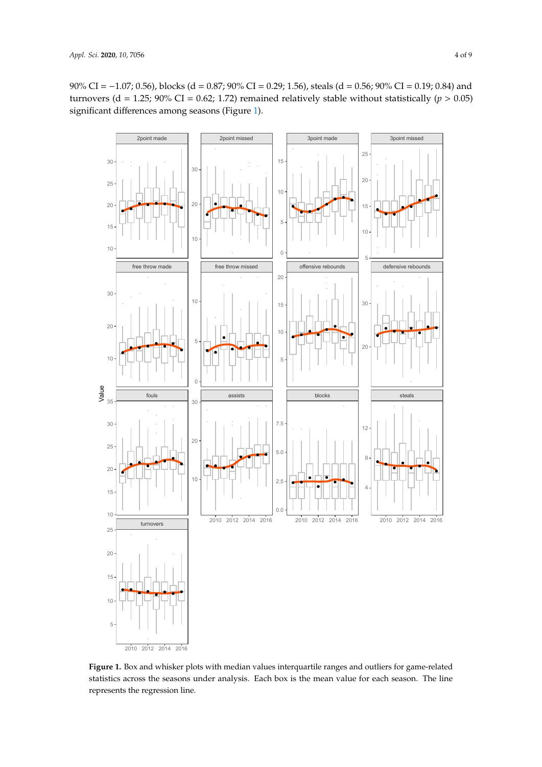90% CI = −1.07; 0.56), blocks (d = 0.87; 90% CI = 0.29; 1.56), steals (d = 0.56; 90% CI = 0.19; 0.84) and turnovers (d = 1.25; 90% CI = 0.62; 1.72) remained relatively stable without statistically ($p > 0.05$) significant differences among seasons (Figure 1).

**Figure 1.** Box and whisker plots with median values interquartile ranges and outliers for game-related statistics across the seasons under analysis. Each box is the mean value for each season. The line represents the regression line.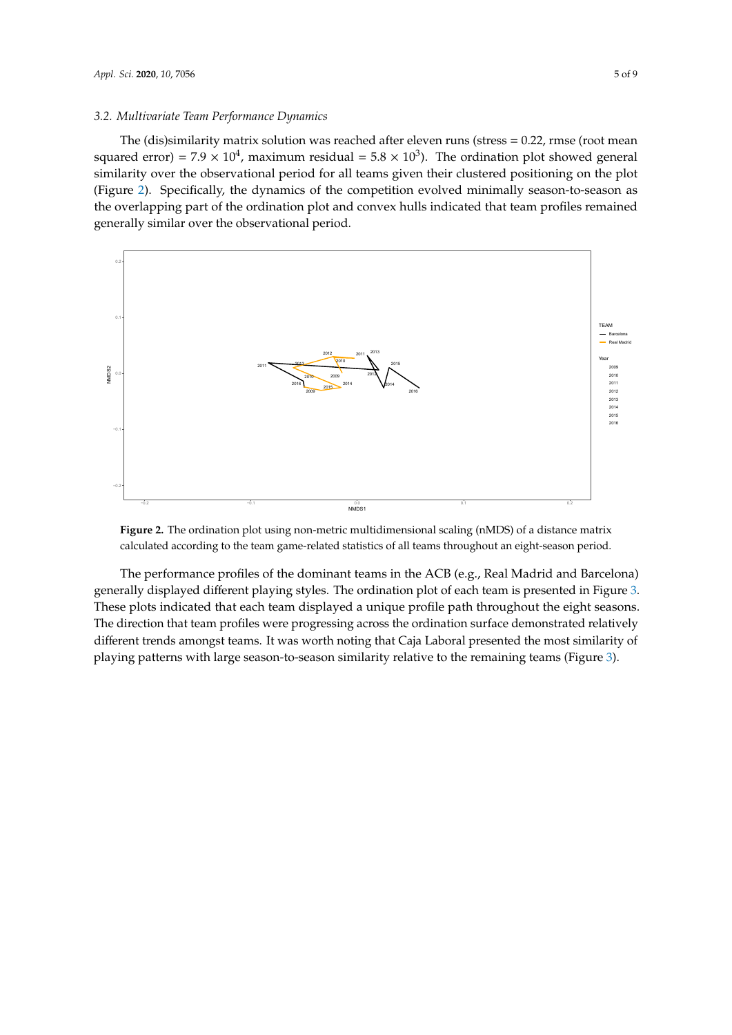### 3.2. Multivariate Team Performance Dynamics

The (dis)similarity matrix solution was reached after eleven runs (stress = 0.22, rmse (root mean squared error) = $7.9 \times 10^4$, maximum residual = $5.8 \times 10^3$). The ordination plot showed general similarity over the observational period for all teams given their clustered positioning on the plot (Figure 2). Specifically, the dynamics of the competition evolved minimally season-to-season as the overlapping part of the ordination plot and convex hulls indicated that team profiles remained generally similar over the observational period.

**Figure 2.** The ordination plot using non-metric multidimensional scaling (nMDS) of a distance matrix calculated according to the team game-related statistics of all teams throughout an eight-season period.

The performance profiles of the dominant teams in the ACB (e.g., Real Madrid and Barcelona) generally displayed different playing styles. The ordination plot of each team is presented in Figure 3. These plots indicated that each team displayed a unique profile path throughout the eight seasons. The direction that team profiles were progressing across the ordination surface demonstrated relatively different trends amongst teams. It was worth noting that Caja Laboral presented the most similarity of playing patterns with large season-to-season similarity relative to the remaining teams (Figure 3).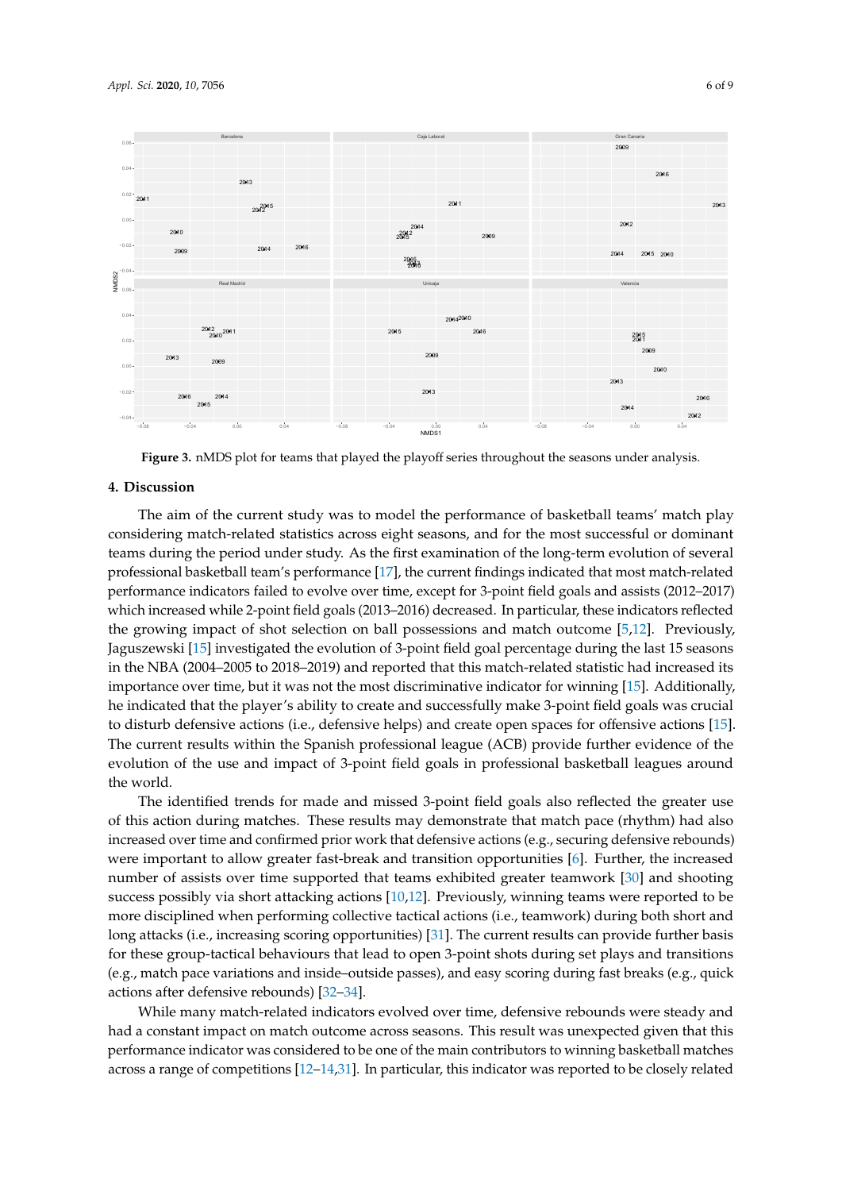**Figure 3.** nMDS plot for teams that played the playoff series throughout the seasons under analysis.

## 4. Discussion

The aim of the current study was to model the performance of basketball teams' match play considering match-related statistics across eight seasons, and for the most successful or dominant teams during the period under study. As the first examination of the long-term evolution of several professional basketball team's performance [17], the current findings indicated that most match-related performance indicators failed to evolve over time, except for 3-point field goals and assists (2012–2017) which increased while 2-point field goals (2013–2016) decreased. In particular, these indicators reflected the growing impact of shot selection on ball possessions and match outcome [5,12]. Previously, Jaguszewski [15] investigated the evolution of 3-point field goal percentage during the last 15 seasons in the NBA (2004–2005 to 2018–2019) and reported that this match-related statistic had increased its importance over time, but it was not the most discriminative indicator for winning [15]. Additionally, he indicated that the player's ability to create and successfully make 3-point field goals was crucial to disturb defensive actions (i.e., defensive helps) and create open spaces for offensive actions [15]. The current results within the Spanish professional league (ACB) provide further evidence of the evolution of the use and impact of 3-point field goals in professional basketball leagues around the world.

The identified trends for made and missed 3-point field goals also reflected the greater use of this action during matches. These results may demonstrate that match pace (rhythm) had also increased over time and confirmed prior work that defensive actions (e.g., securing defensive rebounds) were important to allow greater fast-break and transition opportunities [6]. Further, the increased number of assists over time supported that teams exhibited greater teamwork [30] and shooting success possibly via short attacking actions [10,12]. Previously, winning teams were reported to be more disciplined when performing collective tactical actions (i.e., teamwork) during both short and long attacks (i.e., increasing scoring opportunities) [31]. The current results can provide further basis for these group-tactical behaviours that lead to open 3-point shots during set plays and transitions (e.g., match pace variations and inside–outside passes), and easy scoring during fast breaks (e.g., quick actions after defensive rebounds) [32–34].

While many match-related indicators evolved over time, defensive rebounds were steady and had a constant impact on match outcome across seasons. This result was unexpected given that this performance indicator was considered to be one of the main contributors to winning basketball matches across a range of competitions [12–14,31]. In particular, this indicator was reported to be closely related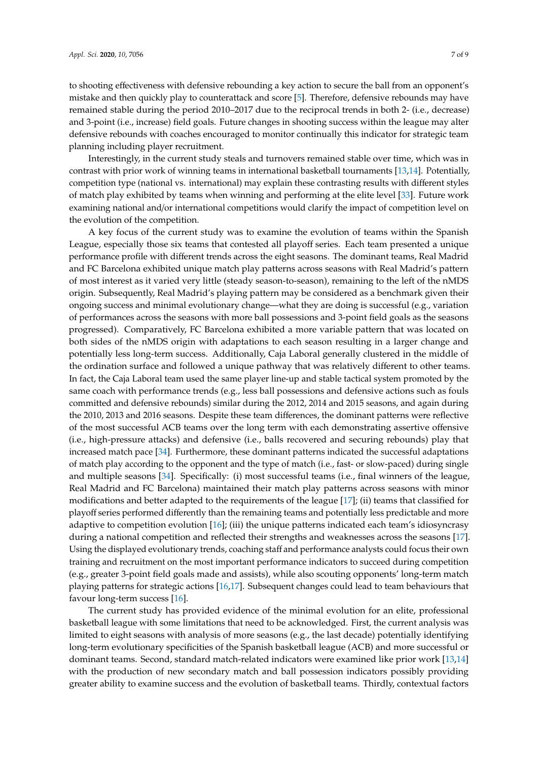to shooting effectiveness with defensive rebounding a key action to secure the ball from an opponent's mistake and then quickly play to counterattack and score [5]. Therefore, defensive rebounds may have remained stable during the period 2010–2017 due to the reciprocal trends in both 2- (i.e., decrease) and 3-point (i.e., increase) field goals. Future changes in shooting success within the league may alter defensive rebounds with coaches encouraged to monitor continually this indicator for strategic team planning including player recruitment.

Interestingly, in the current study steals and turnovers remained stable over time, which was in contrast with prior work of winning teams in international basketball tournaments [13,14]. Potentially, competition type (national vs. international) may explain these contrasting results with different styles of match play exhibited by teams when winning and performing at the elite level [33]. Future work examining national and/or international competitions would clarify the impact of competition level on the evolution of the competition.

A key focus of the current study was to examine the evolution of teams within the Spanish League, especially those six teams that contested all playoff series. Each team presented a unique performance profile with different trends across the eight seasons. The dominant teams, Real Madrid and FC Barcelona exhibited unique match play patterns across seasons with Real Madrid's pattern of most interest as it varied very little (steady season-to-season), remaining to the left of the nMDS origin. Subsequently, Real Madrid's playing pattern may be considered as a benchmark given their ongoing success and minimal evolutionary change—what they are doing is successful (e.g., variation of performances across the seasons with more ball possessions and 3-point field goals as the seasons progressed). Comparatively, FC Barcelona exhibited a more variable pattern that was located on both sides of the nMDS origin with adaptations to each season resulting in a larger change and potentially less long-term success. Additionally, Caja Laboral generally clustered in the middle of the ordination surface and followed a unique pathway that was relatively different to other teams. In fact, the Caja Laboral team used the same player line-up and stable tactical system promoted by the same coach with performance trends (e.g., less ball possessions and defensive actions such as fouls committed and defensive rebounds) similar during the 2012, 2014 and 2015 seasons, and again during the 2010, 2013 and 2016 seasons. Despite these team differences, the dominant patterns were reflective of the most successful ACB teams over the long term with each demonstrating assertive offensive (i.e., high-pressure attacks) and defensive (i.e., balls recovered and securing rebounds) play that increased match pace [34]. Furthermore, these dominant patterns indicated the successful adaptations of match play according to the opponent and the type of match (i.e., fast- or slow-paced) during single and multiple seasons [34]. Specifically: (i) most successful teams (i.e., final winners of the league, Real Madrid and FC Barcelona) maintained their match play patterns across seasons with minor modifications and better adapted to the requirements of the league [17]; (ii) teams that classified for playoff series performed differently than the remaining teams and potentially less predictable and more adaptive to competition evolution [16]; (iii) the unique patterns indicated each team's idiosyncrasy during a national competition and reflected their strengths and weaknesses across the seasons [17]. Using the displayed evolutionary trends, coaching staff and performance analysts could focus their own training and recruitment on the most important performance indicators to succeed during competition (e.g., greater 3-point field goals made and assists), while also scouting opponents' long-term match playing patterns for strategic actions [16,17]. Subsequent changes could lead to team behaviours that favour long-term success [16].

The current study has provided evidence of the minimal evolution for an elite, professional basketball league with some limitations that need to be acknowledged. First, the current analysis was limited to eight seasons with analysis of more seasons (e.g., the last decade) potentially identifying long-term evolutionary specificities of the Spanish basketball league (ACB) and more successful or dominant teams. Second, standard match-related indicators were examined like prior work [13,14] with the production of new secondary match and ball possession indicators possibly providing greater ability to examine success and the evolution of basketball teams. Thirdly, contextual factors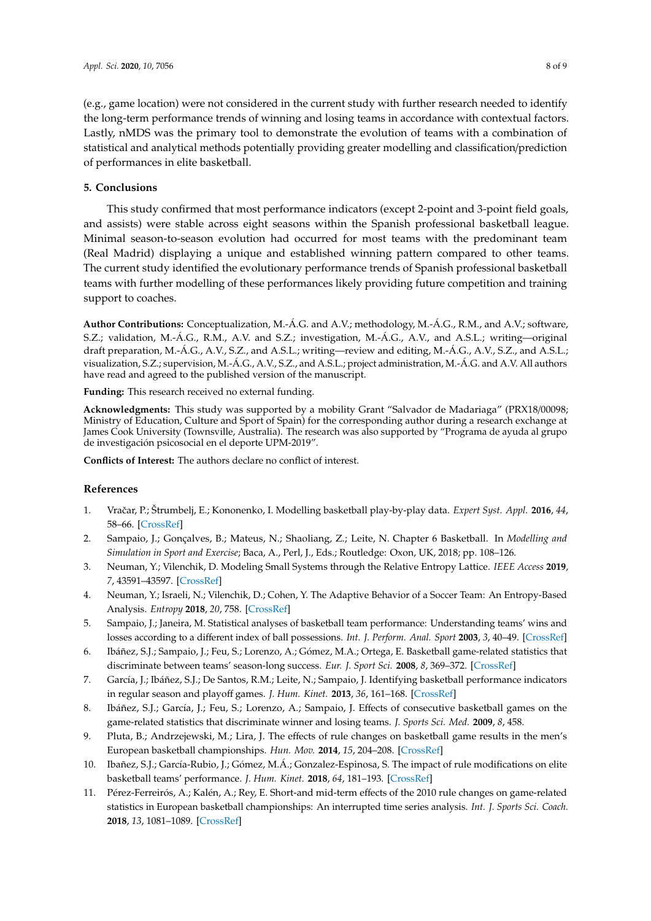(e.g., game location) were not considered in the current study with further research needed to identify the long-term performance trends of winning and losing teams in accordance with contextual factors. Lastly, nMDS was the primary tool to demonstrate the evolution of teams with a combination of statistical and analytical methods potentially providing greater modelling and classification/prediction of performances in elite basketball.

## 5. Conclusions

This study confirmed that most performance indicators (except 2-point and 3-point field goals, and assists) were stable across eight seasons within the Spanish professional basketball league. Minimal season-to-season evolution had occurred for most teams with the predominant team (Real Madrid) displaying a unique and established winning pattern compared to other teams. The current study identified the evolutionary performance trends of Spanish professional basketball teams with further modelling of these performances likely providing future competition and training support to coaches.

**Author Contributions:** Conceptualization, M.-Á.G. and A.V.; methodology, M.-Á.G., R.M., and A.V.; software, S.Z.; validation, M.-Á.G., R.M., A.V. and S.Z.; investigation, M.-Á.G., A.V., and A.S.L.; writing—original draft preparation, M.-Á.G., A.V., S.Z., and A.S.L.; writing—review and editing, M.-Á.G., A.V., S.Z., and A.S.L.; visualization, S.Z.; supervision, M.-Á.G., A.V., S.Z., and A.S.L.; project administration, M.-Á.G. and A.V. All authors have read and agreed to the published version of the manuscript.

**Funding:** This research received no external funding.

**Acknowledgments:** This study was supported by a mobility Grant "Salvador de Madariaga" (PRX18/00098; Ministry of Education, Culture and Sport of Spain) for the corresponding author during a research exchange at James Cook University (Townsville, Australia). The research was also supported by "Programa de ayuda al grupo de investigación psicosocial en el deporte UPM-2019".

**Conflicts of Interest:** The authors declare no conflict of interest.

## References

1. Vračar, P.; Štrumbelj, E.; Kononenko, I. Modelling basketball play-by-play data. *Expert Syst. Appl.* **2016**, *44*, 58–66. [CrossRef]
2. Sampaio, J.; Gonçalves, B.; Mateus, N.; Shaoliang, Z.; Leite, N. Chapter 6 Basketball. In *Modelling and Simulation in Sport and Exercise*; Baca, A., Perl, J., Eds.; Routledge: Oxon, UK, 2018; pp. 108–126.
3. Neuman, Y.; Vilenchik, D. Modeling Small Systems through the Relative Entropy Lattice. *IEEE Access* **2019**, *7*, 43591–43597. [CrossRef]
4. Neuman, Y.; Israeli, N.; Vilenchik, D.; Cohen, Y. The Adaptive Behavior of a Soccer Team: An Entropy-Based Analysis. *Entropy* **2018**, *20*, 758. [CrossRef]
5. Sampaio, J.; Janeira, M. Statistical analyses of basketball team performance: Understanding teams' wins and losses according to a different index of ball possessions. *Int. J. Perform. Anal. Sport* **2003**, *3*, 40–49. [CrossRef]
6. Ibáñez, S.J.; Sampaio, J.; Feu, S.; Lorenzo, A.; Gómez, M.A.; Ortega, E. Basketball game-related statistics that discriminate between teams' season-long success. *Eur. J. Sport Sci.* **2008**, *8*, 369–372. [CrossRef]
7. García, J.; Ibáñez, S.J.; De Santos, R.M.; Leite, N.; Sampaio, J. Identifying basketball performance indicators in regular season and playoff games. *J. Hum. Kinet.* **2013**, *36*, 161–168. [CrossRef]
8. Ibáñez, S.J.; García, J.; Feu, S.; Lorenzo, A.; Sampaio, J. Effects of consecutive basketball games on the game-related statistics that discriminate winner and losing teams. *J. Sports Sci. Med.* **2009**, *8*, 458.
9. Pluta, B.; Andrzejewski, M.; Lira, J. The effects of rule changes on basketball game results in the men's European basketball championships. *Hun. Mov.* **2014**, *15*, 204–208. [CrossRef]
10. Ibañez, S.J.; García-Rubio, J.; Gómez, M.Á.; Gonzalez-Espinosa, S. The impact of rule modifications on elite basketball teams' performance. *J. Hum. Kinet.* **2018**, *64*, 181–193. [CrossRef]
11. Pérez-Ferreirós, A.; Kalén, A.; Rey, E. Short-and mid-term effects of the 2010 rule changes on game-related statistics in European basketball championships: An interrupted time series analysis. *Int. J. Sports Sci. Coach.* **2018**, *13*, 1081–1089. [CrossRef]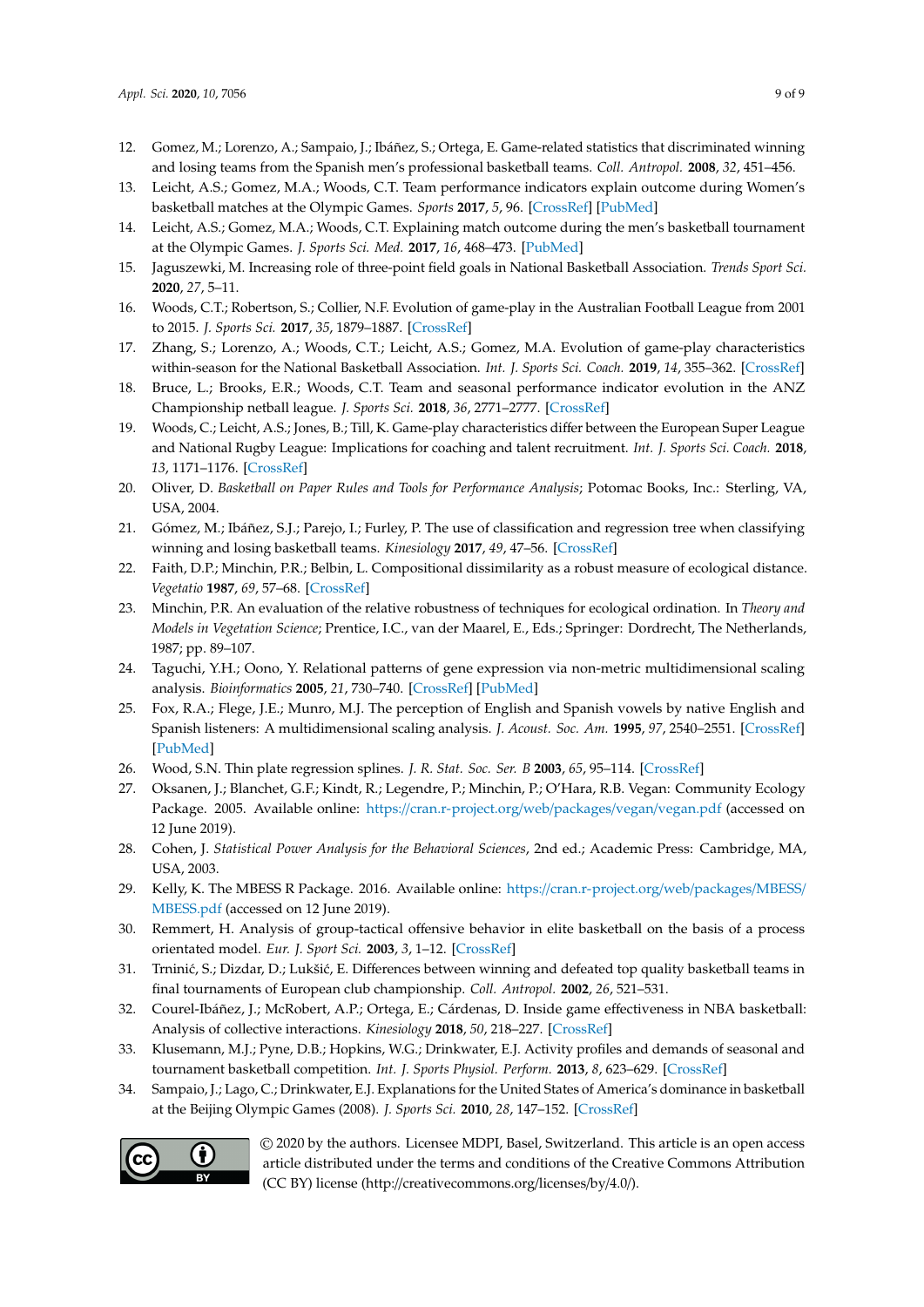12. Gomez, M.; Lorenzo, A.; Sampaio, J.; Ibáñez, S.; Ortega, E. Game-related statistics that discriminated winning and losing teams from the Spanish men's professional basketball teams. *Coll. Antropol.* **2008**, *32*, 451–456.
13. Leicht, A.S.; Gomez, M.A.; Woods, C.T. Team performance indicators explain outcome during Women's basketball matches at the Olympic Games. *Sports* **2017**, *5*, 96. [CrossRef] [PubMed]
14. Leicht, A.S.; Gomez, M.A.; Woods, C.T. Explaining match outcome during the men's basketball tournament at the Olympic Games. *J. Sports Sci. Med.* **2017**, *16*, 468–473. [PubMed]
15. Jaguszewki, M. Increasing role of three-point field goals in National Basketball Association. *Trends Sport Sci.* **2020**, *27*, 5–11.
16. Woods, C.T.; Robertson, S.; Collier, N.F. Evolution of game-play in the Australian Football League from 2001 to 2015. *J. Sports Sci.* **2017**, *35*, 1879–1887. [CrossRef]
17. Zhang, S.; Lorenzo, A.; Woods, C.T.; Leicht, A.S.; Gomez, M.A. Evolution of game-play characteristics within-season for the National Basketball Association. *Int. J. Sports Sci. Coach.* **2019**, *14*, 355–362. [CrossRef]
18. Bruce, L.; Brooks, E.R.; Woods, C.T. Team and seasonal performance indicator evolution in the ANZ Championship netball league. *J. Sports Sci.* **2018**, *36*, 2771–2777. [CrossRef]
19. Woods, C.; Leicht, A.S.; Jones, B.; Till, K. Game-play characteristics differ between the European Super League and National Rugby League: Implications for coaching and talent recruitment. *Int. J. Sports Sci. Coach.* **2018**, *13*, 1171–1176. [CrossRef]
20. Oliver, D. *Basketball on Paper Rules and Tools for Performance Analysis*; Potomac Books, Inc.: Sterling, VA, USA, 2004.
21. Gómez, M.; Ibáñez, S.J.; Parejo, I.; Furley, P. The use of classification and regression tree when classifying winning and losing basketball teams. *Kinesiology* **2017**, *49*, 47–56. [CrossRef]
22. Faith, D.P.; Minchin, P.R.; Belbin, L. Compositional dissimilarity as a robust measure of ecological distance. *Vegetatio* **1987**, *69*, 57–68. [CrossRef]
23. Minchin, P.R. An evaluation of the relative robustness of techniques for ecological ordination. In *Theory and Models in Vegetation Science*; Prentice, I.C., van der Maarel, E., Eds.; Springer: Dordrecht, The Netherlands, 1987; pp. 89–107.
24. Taguchi, Y.H.; Oono, Y. Relational patterns of gene expression via non-metric multidimensional scaling analysis. *Bioinformatics* **2005**, *21*, 730–740. [CrossRef] [PubMed]
25. Fox, R.A.; Flege, J.E.; Munro, M.J. The perception of English and Spanish vowels by native English and Spanish listeners: A multidimensional scaling analysis. *J. Acoust. Soc. Am.* **1995**, *97*, 2540–2551. [CrossRef] [PubMed]
26. Wood, S.N. Thin plate regression splines. *J. R. Stat. Soc. Ser. B* **2003**, *65*, 95–114. [CrossRef]
27. Oksanen, J.; Blanchet, G.F.; Kindt, R.; Legendre, P.; Minchin, P.; O'Hara, R.B. Vegan: Community Ecology Package. 2005. Available online: https://cran.r-project.org/web/packages/vegan/vegan.pdf (accessed on 12 June 2019).
28. Cohen, J. *Statistical Power Analysis for the Behavioral Sciences*, 2nd ed.; Academic Press: Cambridge, MA, USA, 2003.
29. Kelly, K. The MBESS R Package. 2016. Available online: https://cran.r-project.org/web/packages/MBESS/MBESS.pdf (accessed on 12 June 2019).
30. Remmert, H. Analysis of group-tactical offensive behavior in elite basketball on the basis of a process orientated model. *Eur. J. Sport Sci.* **2003**, *3*, 1–12. [CrossRef]
31. Trninić, S.; Dizdar, D.; Lukšić, E. Differences between winning and defeated top quality basketball teams in final tournaments of European club championship. *Coll. Antropol.* **2002**, *26*, 521–531.
32. Courel-Ibáñez, J.; McRobert, A.P.; Ortega, E.; Cárdenas, D. Inside game effectiveness in NBA basketball: Analysis of collective interactions. *Kinesiology* **2018**, *50*, 218–227. [CrossRef]
33. Klusemann, M.J.; Pyne, D.B.; Hopkins, W.G.; Drinkwater, E.J. Activity profiles and demands of seasonal and tournament basketball competition. *Int. J. Sports Physiol. Perform.* **2013**, *8*, 623–629. [CrossRef]
34. Sampaio, J.; Lago, C.; Drinkwater, E.J. Explanations for the United States of America's dominance in basketball at the Beijing Olympic Games (2008). *J. Sports Sci.* **2010**, *28*, 147–152. [CrossRef]

© 2020 by the authors. Licensee MDPI, Basel, Switzerland. This article is an open access article distributed under the terms and conditions of the Creative Commons Attribution (CC BY) license (http://creativecommons.org/licenses/by/4.0/).